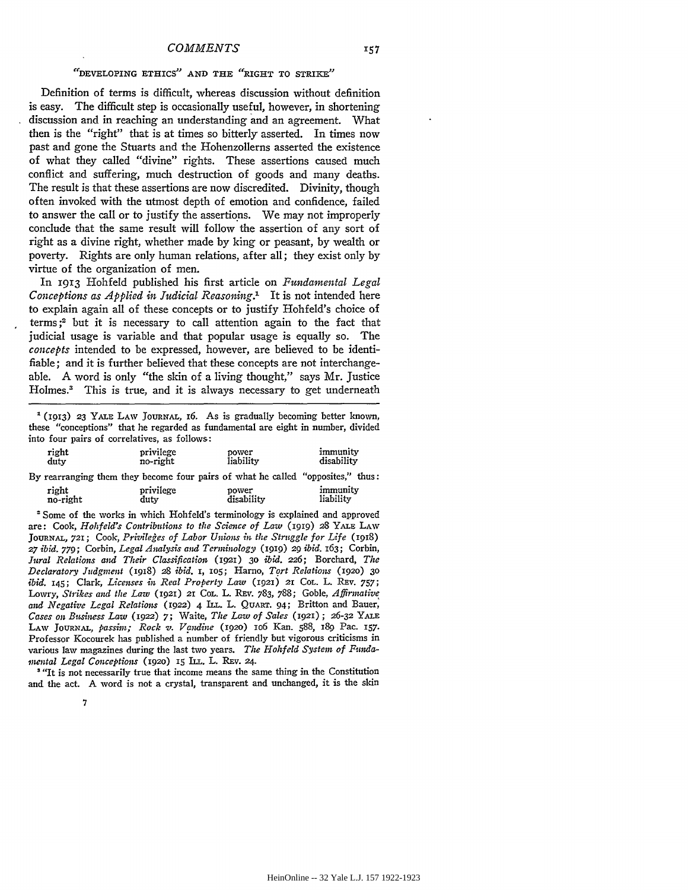## "DEVELOPING ETHICS" AND THE "RIGHT TO STRIKE"

Definition of terms is difficult, whereas discussion without definition is easy. The difficult step is occasionally useful, however, in shortening discussion and in reaching an understanding and an agreement. What then is the "right" that is at times so bitterly asserted. In times now past and gone the Stuarts and the Hohenzollerns asserted the existence of what they called "divine" rights. These assertions caused much conflict and suffering, much destruction of goods and many deaths. The result is that these assertions are now discredited. Divinity, though often invoked with the utmost depth of emotion and confidence, failed to answer the call or to justify the assertions. We may not improperly conclude that the same result will follow the assertion of any sort of right as a divine right, whether made by king or peasant, by wealth or poverty. Rights are only human relations, after all; they exist only by virtue of the organization of men.

In 1913 Hohfeld published his first article on *Fundamental Legal Conceptions as Applied in Judicial Reasoning*.[1] It is not intended here to explain again all of these concepts or to justify Hohfeld's choice of terms;[2] but it is necessary to call attention again to the fact that judicial usage is variable and that popular usage is equally so. The *concepts* intended to be expressed, however, are believed to be identifiable; and it is further believed that these concepts are not interchangeable. A word is only "the skin of a living thought," says Mr. Justice Holmes.[3] This is true, and it is always necessary to get underneath

---

[1] (1913) 23 YALE LAW JOURNAL, 16. As is gradually becoming better known, these "conceptions" that he regarded as fundamental are eight in number, divided into four pairs of correlatives, as follows:

| right | privilege | power | immunity |
|---|---|---|---|
| duty | no-right | liability | disability |

By rearranging them they become four pairs of what he called "opposites," thus:

| right | privilege | power | immunity |
|---|---|---|---|
| no-right | duty | disability | liability |

[2] Some of the works in which Hohfeld's terminology is explained and approved are: Cook, *Hohfeld's Contributions to the Science of Law* (1919) 28 YALE LAW JOURNAL, 721; Cook, *Privileges of Labor Unions in the Struggle for Life* (1918) 27 *ibid.* 779; Corbin, *Legal Analysis and Terminology* (1919) 29 *ibid.* 163; Corbin, *Jural Relations and Their Classification* (1921) 30 *ibid.* 226; Borchard, *The Declaratory Judgment* (1918) 28 *ibid.* 1, 105; Harno, *Tort Relations* (1920) 30 *ibid.* 145; Clark, *Licenses in Real Property Law* (1921) 21 COL. L. REV. 757; Lowry, *Strikes and the Law* (1921) 21 COL. L. REV. 783, 788; Goble, *Affirmative and Negative Legal Relations* (1922) 4 ILL. L. QUART. 94; Britton and Bauer, *Cases on Business Law* (1922) 7; Waite, *The Law of Sales* (1921); 26-32 YALE LAW JOURNAL, *passim; Rock v. Vandine* (1920) 106 Kan. 588, 189 Pac. 157. Professor Kocourek has published a number of friendly but vigorous criticisms in various law magazines during the last two years. *The Hohfeld System of Fundamental Legal Conceptions* (1920) 15 ILL. L. REV. 24.

[3] "It is not necessarily true that income means the same thing in the Constitution and the act. A word is not a crystal, transparent and unchanged, it is the skin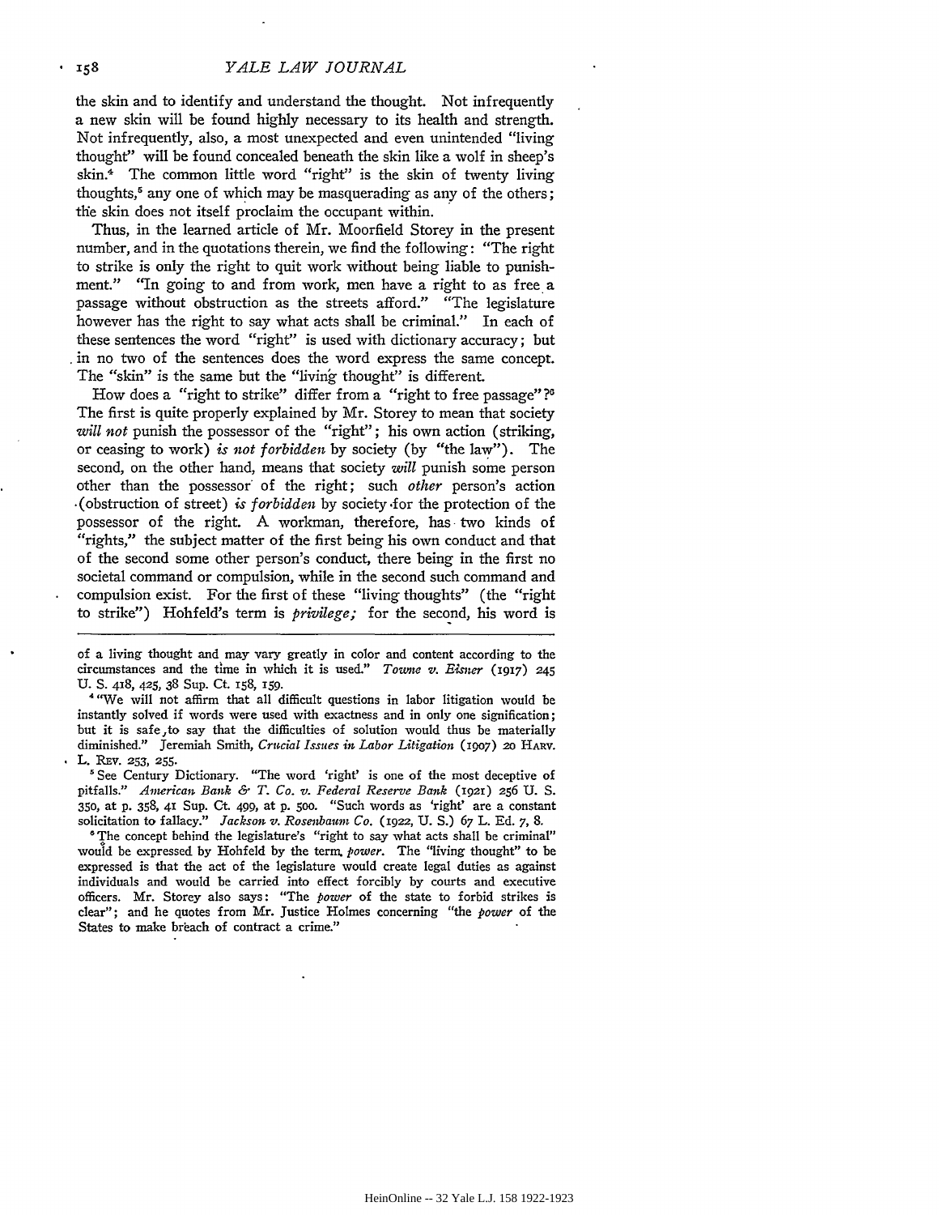the skin and to identify and understand the thought. Not infrequently a new skin will be found highly necessary to its health and strength. Not infrequently, also, a most unexpected and even unintended "living thought" will be found concealed beneath the skin like a wolf in sheep's skin.[4] The common little word "right" is the skin of twenty living thoughts,[5] any one of which may be masquerading as any of the others; the skin does not itself proclaim the occupant within.

Thus, in the learned article of Mr. Moorfield Storey in the present number, and in the quotations therein, we find the following: "The right to strike is only the right to quit work without being liable to punishment." "In going to and from work, men have a right to as free a passage without obstruction as the streets afford." "The legislature however has the right to say what acts shall be criminal." In each of these sentences the word "right" is used with dictionary accuracy; but in no two of the sentences does the word express the same concept. The "skin" is the same but the "living thought" is different.

How does a "right to strike" differ from a "right to free passage"?[6] The first is quite properly explained by Mr. Storey to mean that society *will not* punish the possessor of the "right"; his own action (striking, or ceasing to work) *is not forbidden* by society (by "the law"). The second, on the other hand, means that society *will* punish some person other than the possessor of the right; such *other* person's action (obstruction of street) *is forbidden* by society for the protection of the possessor of the right. A workman, therefore, has two kinds of "rights," the subject matter of the first being his own conduct and that of the second some other person's conduct, there being in the first no societal command or compulsion, while in the second such command and compulsion exist. For the first of these "living thoughts" (the "right to strike") Hohfeld's term is *privilege;* for the second, his word is

---

of a living thought and may vary greatly in color and content according to the circumstances and the time in which it is used." *Towne v. Eisner* (1917) 245 U. S. 418, 425, 38 Sup. Ct. 158, 159.

[4] "We will not affirm that all difficult questions in labor litigation would be instantly solved if words were used with exactness and in only one signification; but it is safe to say that the difficulties of solution would thus be materially diminished." Jeremiah Smith, *Crucial Issues in Labor Litigation* (1907) 20 HARV. L. REV. 253, 255.

[5] See Century Dictionary. "The word 'right' is one of the most deceptive of pitfalls." *American Bank & T. Co. v. Federal Reserve Bank* (1921) 256 U. S. 350, at p. 358, 41 Sup. Ct. 499, at p. 500. "Such words as 'right' are a constant solicitation to fallacy." *Jackson v. Rosenbaum Co.* (1922, U. S.) 67 L. Ed. 7, 8.

[6] The concept behind the legislature's "right to say what acts shall be criminal" would be expressed by Hohfeld by the term *power*. The "living thought" to be expressed is that the act of the legislature would create legal duties as against individuals and would be carried into effect forcibly by courts and executive officers. Mr. Storey also says: "The *power* of the state to forbid strikes is clear"; and he quotes from Mr. Justice Holmes concerning "the *power* of the States to make breach of contract a crime."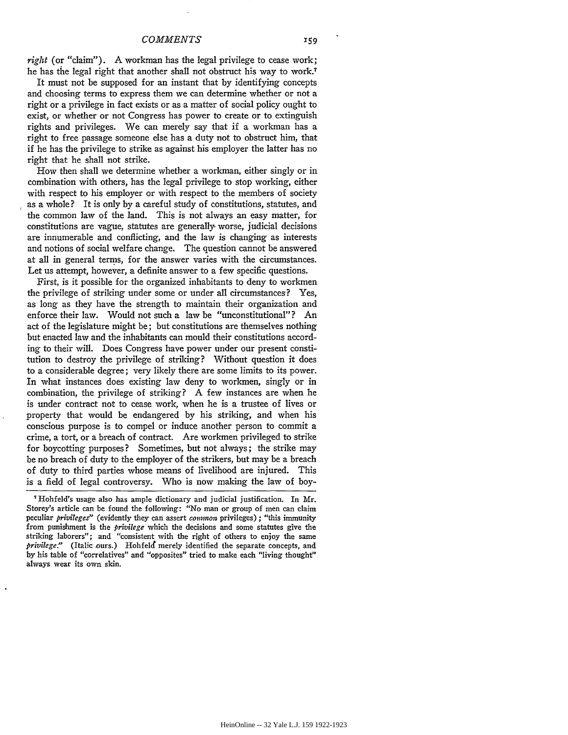*right* (or "claim"). A workman has the legal privilege to cease work; he has the legal right that another shall not obstruct his way to work.[7]

It must not be supposed for an instant that by identifying concepts and choosing terms to express them we can determine whether or not a right or a privilege in fact exists or as a matter of social policy ought to exist, or whether or not Congress has power to create or to extinguish rights and privileges. We can merely say that if a workman has a right to free passage someone else has a duty not to obstruct him, that if he has the privilege to strike as against his employer the latter has no right that he shall not strike.

How then shall we determine whether a workman, either singly or in combination with others, has the legal privilege to stop working, either with respect to his employer or with respect to the members of society as a whole? It is only by a careful study of constitutions, statutes, and the common law of the land. This is not always an easy matter, for constitutions are vague, statutes are generally worse, judicial decisions are innumerable and conflicting, and the law is changing as interests and notions of social welfare change. The question cannot be answered at all in general terms, for the answer varies with the circumstances. Let us attempt, however, a definite answer to a few specific questions.

First, is it possible for the organized inhabitants to deny to workmen the privilege of striking under some or under all circumstances? Yes, as long as they have the strength to maintain their organization and enforce their law. Would not such a law be "unconstitutional"? An act of the legislature might be; but constitutions are themselves nothing but enacted law and the inhabitants can mould their constitutions according to their will. Does Congress have power under our present constitution to destroy the privilege of striking? Without question it does to a considerable degree; very likely there are some limits to its power. In what instances does existing law deny to workmen, singly or in combination, the privilege of striking? A few instances are when he is under contract not to cease work, when he is a trustee of lives or property that would be endangered by his striking, and when his conscious purpose is to compel or induce another person to commit a crime, a tort, or a breach of contract. Are workmen privileged to strike for boycotting purposes? Sometimes, but not always; the strike may be no breach of duty to the employer of the strikers, but may be a breach of duty to third parties whose means of livelihood are injured. This is a field of legal controversy. Who is now making the law of boy-

[7] Hohfeld's usage also has ample dictionary and judicial justification. In Mr. Storey's article can be found the following: "No man or group of men can claim peculiar *privileges*" (evidently they can assert *common* privileges); "this immunity from punishment is the *privilege* which the decisions and some statutes give the striking laborers"; and "consistent with the right of others to enjoy the same *privilege*." (Italic ours.) Hohfeld merely identified the separate concepts, and by his table of "correlatives" and "opposites" tried to make each "living thought" always wear its own skin.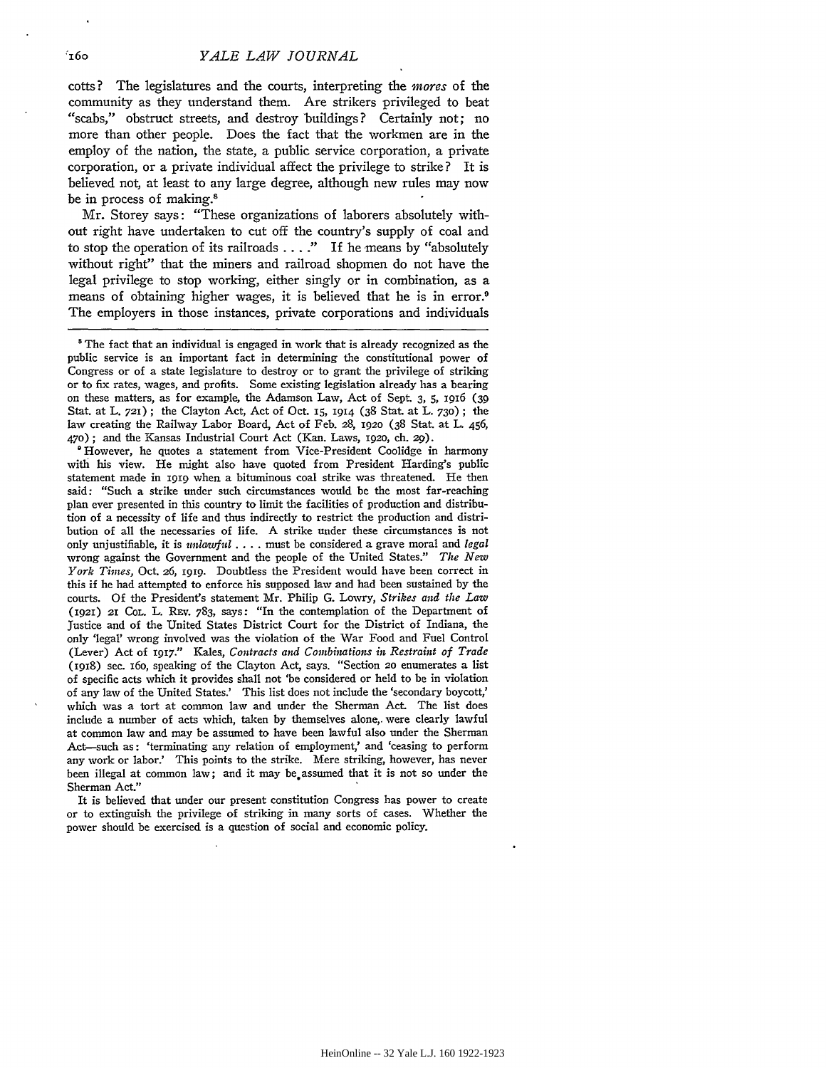cotts? The legislatures and the courts, interpreting the *mores* of the community as they understand them. Are strikers privileged to beat "scabs," obstruct streets, and destroy buildings? Certainly not; no more than other people. Does the fact that the workmen are in the employ of the nation, the state, a public service corporation, a private corporation, or a private individual affect the privilege to strike? It is believed not, at least to any large degree, although new rules may now be in process of making.[8]

Mr. Storey says: "These organizations of laborers absolutely without right have undertaken to cut off the country's supply of coal and to stop the operation of its railroads . . . ." If he means by "absolutely without right" that the miners and railroad shopmen do not have the legal privilege to stop working, either singly or in combination, as a means of obtaining higher wages, it is believed that he is in error.[9] The employers in those instances, private corporations and individuals

---

[8] The fact that an individual is engaged in work that is already recognized as the public service is an important fact in determining the constitutional power of Congress or of a state legislature to destroy or to grant the privilege of striking or to fix rates, wages, and profits. Some existing legislation already has a bearing on these matters, as for example, the Adamson Law, Act of Sept. 3, 5, 1916 (39 Stat. at L. 721); the Clayton Act, Act of Oct. 15, 1914 (38 Stat. at L. 730); the law creating the Railway Labor Board, Act of Feb. 28, 1920 (38 Stat. at L. 456, 470); and the Kansas Industrial Court Act (Kan. Laws, 1920, ch. 29).

[9] However, he quotes a statement from Vice-President Coolidge in harmony with his view. He might also have quoted from President Harding's public statement made in 1919 when a bituminous coal strike was threatened. He then said: "Such a strike under such circumstances would be the most far-reaching plan ever presented in this country to limit the facilities of production and distribution of a necessity of life and thus indirectly to restrict the production and distribution of all the necessaries of life. A strike under these circumstances is not only unjustifiable, it is *unlawful* . . . . must be considered a grave moral and *legal* wrong against the Government and the people of the United States." *The New York Times*, Oct. 26, 1919. Doubtless the President would have been correct in this if he had attempted to enforce his supposed law and had been sustained by the courts. Of the President's statement Mr. Philip G. Lowry, *Strikes and the Law* (1921) 21 Col. L. Rev. 783, says: "In the contemplation of the Department of Justice and of the United States District Court for the District of Indiana, the only 'legal' wrong involved was the violation of the War Food and Fuel Control (Lever) Act of 1917." Kales, *Contracts and Combinations in Restraint of Trade* (1918) sec. 160, speaking of the Clayton Act, says. "Section 20 enumerates a list of specific acts which it provides shall not 'be considered or held to be in violation of any law of the United States.' This list does not include the 'secondary boycott,' which was a tort at common law and under the Sherman Act. The list does include a number of acts which, taken by themselves alone, were clearly lawful at common law and may be assumed to have been lawful also under the Sherman Act—such as: 'terminating any relation of employment,' and 'ceasing to perform any work or labor.' This points to the strike. Mere striking, however, has never been illegal at common law; and it may be assumed that it is not so under the Sherman Act."

It is believed that under our present constitution Congress has power to create or to extinguish the privilege of striking in many sorts of cases. Whether the power should be exercised is a question of social and economic policy.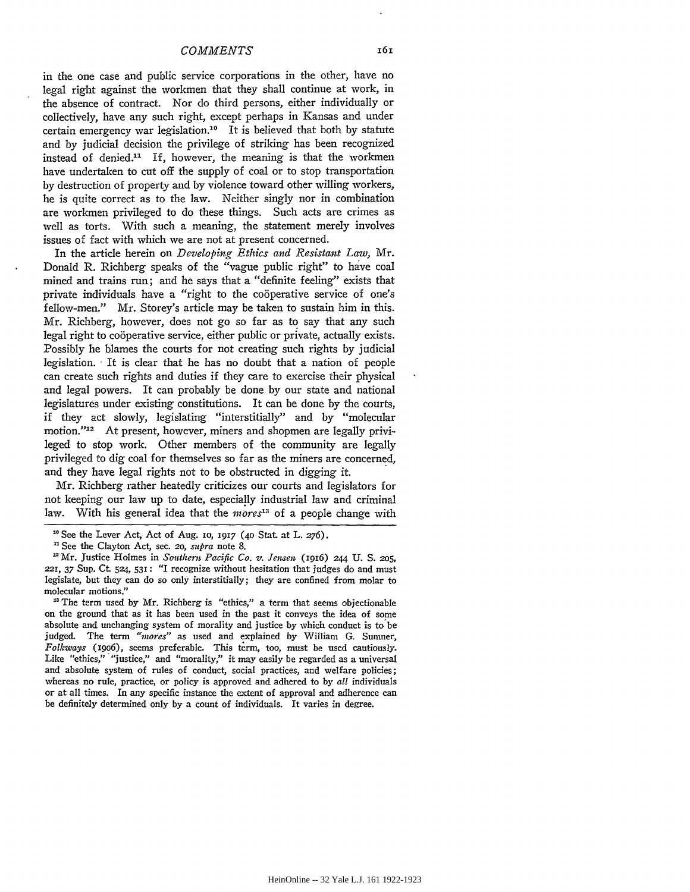in the one case and public service corporations in the other, have no legal right against the workmen that they shall continue at work, in the absence of contract. Nor do third persons, either individually or collectively, have any such right, except perhaps in Kansas and under certain emergency war legislation.[10] It is believed that both by statute and by judicial decision the privilege of striking has been recognized instead of denied.[11] If, however, the meaning is that the workmen have undertaken to cut off the supply of coal or to stop transportation by destruction of property and by violence toward other willing workers, he is quite correct as to the law. Neither singly nor in combination are workmen privileged to do these things. Such acts are crimes as well as torts. With such a meaning, the statement merely involves issues of fact with which we are not at present concerned.

In the article herein on *Developing Ethics and Resistant Law,* Mr. Donald R. Richberg speaks of the "vague public right" to have coal mined and trains run; and he says that a "definite feeling" exists that private individuals have a "right to the coöperative service of one's fellow-men." Mr. Storey's article may be taken to sustain him in this. Mr. Richberg, however, does not go so far as to say that any such legal right to coöperative service, either public or private, actually exists. Possibly he blames the courts for not creating such rights by judicial legislation. It is clear that he has no doubt that a nation of people can create such rights and duties if they care to exercise their physical and legal powers. It can probably be done by our state and national legislatures under existing constitutions. It can be done by the courts, if they act slowly, legislating "interstitially" and by "molecular motion."[12] At present, however, miners and shopmen are legally privileged to stop work. Other members of the community are legally privileged to dig coal for themselves so far as the miners are concerned, and they have legal rights not to be obstructed in digging it.

Mr. Richberg rather heatedly criticizes our courts and legislators for not keeping our law up to date, especially industrial law and criminal law. With his general idea that the *mores*[13] of a people change with

---

[10] See the Lever Act, Act of Aug. 10, 1917 (40 Stat. at L. 276).

[11] See the Clayton Act, sec. 20, *supra* note 8.

[12] Mr. Justice Holmes in *Southern Pacific Co. v. Jensen* (1916) 244 U. S. 205, 221, 37 Sup. Ct. 524, 531: "I recognize without hesitation that judges do and must legislate, but they can do so only interstitially; they are confined from molar to molecular motions."

[13] The term used by Mr. Richberg is "ethics," a term that seems objectionable on the ground that as it has been used in the past it conveys the idea of some absolute and unchanging system of morality and justice by which conduct is to be judged. The term *"mores"* as used and explained by William G. Sumner, *Folkways* (1906), seems preferable. This term, too, must be used cautiously. Like "ethics," "justice," and "morality," it may easily be regarded as a universal and absolute system of rules of conduct, social practices, and welfare policies; whereas no rule, practice, or policy is approved and adhered to by *all* individuals or at all times. In any specific instance the extent of approval and adherence can be definitely determined only by a count of individuals. It varies in degree.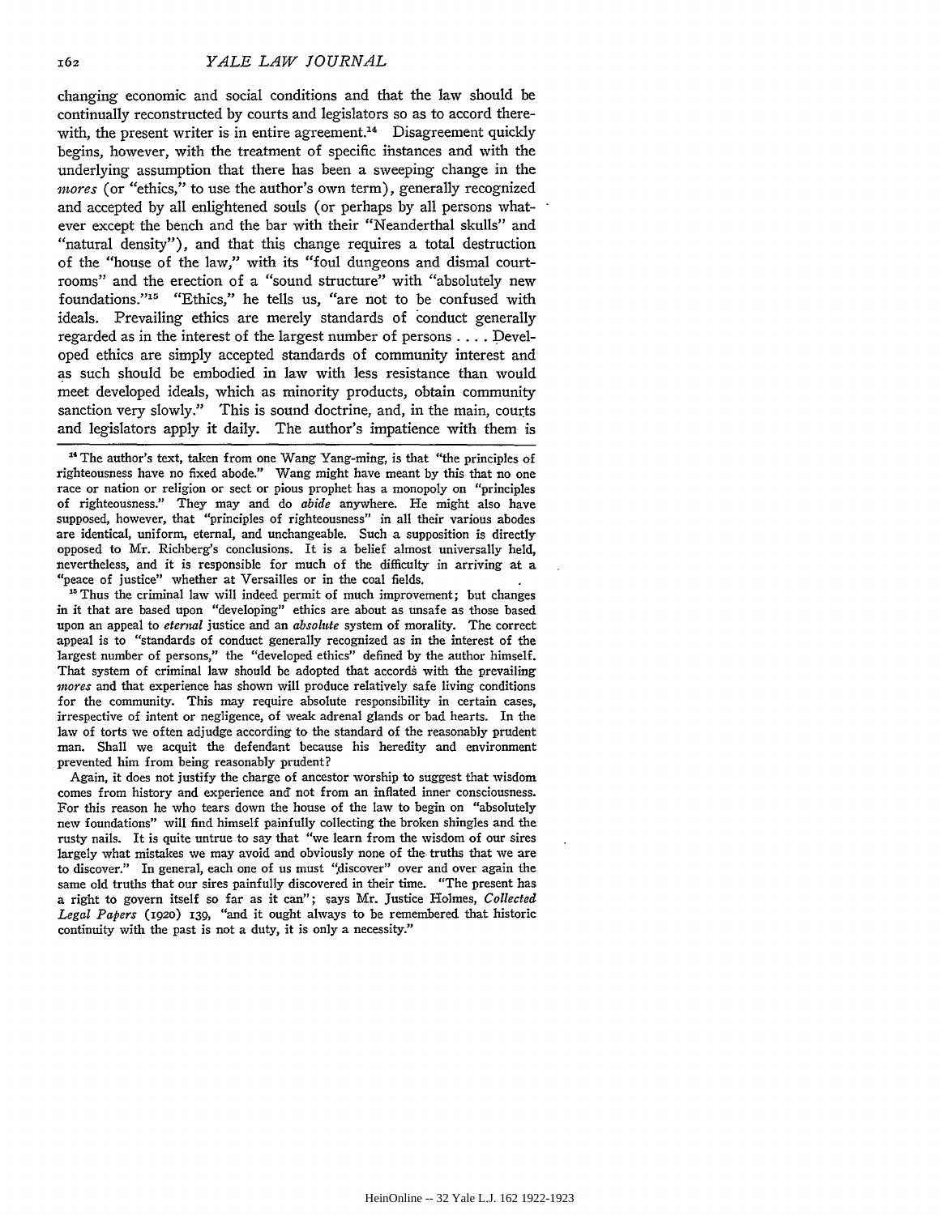changing economic and social conditions and that the law should be continually reconstructed by courts and legislators so as to accord therewith, the present writer is in entire agreement.[14] Disagreement quickly begins, however, with the treatment of specific instances and with the underlying assumption that there has been a sweeping change in the *mores* (or "ethics," to use the author's own term), generally recognized and accepted by all enlightened souls (or perhaps by all persons whatever except the bench and the bar with their "Neanderthal skulls" and "natural density"), and that this change requires a total destruction of the "house of the law," with its "foul dungeons and dismal courtrooms" and the erection of a "sound structure" with "absolutely new foundations."[15] "Ethics," he tells us, "are not to be confused with ideals. Prevailing ethics are merely standards of conduct generally regarded as in the interest of the largest number of persons . . . . Developed ethics are simply accepted standards of community interest and as such should be embodied in law with less resistance than would meet developed ideals, which as minority products, obtain community sanction very slowly." This is sound doctrine, and, in the main, courts and legislators apply it daily. The author's impatience with them is

---

[14] The author's text, taken from one Wang Yang-ming, is that "the principles of righteousness have no fixed abode." Wang might have meant by this that no one race or nation or religion or sect or pious prophet has a monopoly on "principles of righteousness." They may and do *abide* anywhere. He might also have supposed, however, that "principles of righteousness" in all their various abodes are identical, uniform, eternal, and unchangeable. Such a supposition is directly opposed to Mr. Richberg's conclusions. It is a belief almost universally held, nevertheless, and it is responsible for much of the difficulty in arriving at a "peace of justice" whether at Versailles or in the coal fields.

[15] Thus the criminal law will indeed permit of much improvement; but changes in it that are based upon "developing" ethics are about as unsafe as those based upon an appeal to *eternal* justice and an *absolute* system of morality. The correct appeal is to "standards of conduct generally recognized as in the interest of the largest number of persons," the "developed ethics" defined by the author himself. That system of criminal law should be adopted that accords with the prevailing *mores* and that experience has shown will produce relatively safe living conditions for the community. This may require absolute responsibility in certain cases, irrespective of intent or negligence, of weak adrenal glands or bad hearts. In the law of torts we often adjudge according to the standard of the reasonably prudent man. Shall we acquit the defendant because his heredity and environment prevented him from being reasonably prudent?

Again, it does not justify the charge of ancestor worship to suggest that wisdom comes from history and experience and not from an inflated inner consciousness. For this reason he who tears down the house of the law to begin on "absolutely new foundations" will find himself painfully collecting the broken shingles and the rusty nails. It is quite untrue to say that "we learn from the wisdom of our sires largely what mistakes we may avoid and obviously none of the truths that we are to discover." In general, each one of us must "discover" over and over again the same old truths that our sires painfully discovered in their time. "The present has a right to govern itself so far as it can"; says Mr. Justice Holmes, *Collected Legal Papers* (1920) 139, "and it ought always to be remembered that historic continuity with the past is not a duty, it is only a necessity."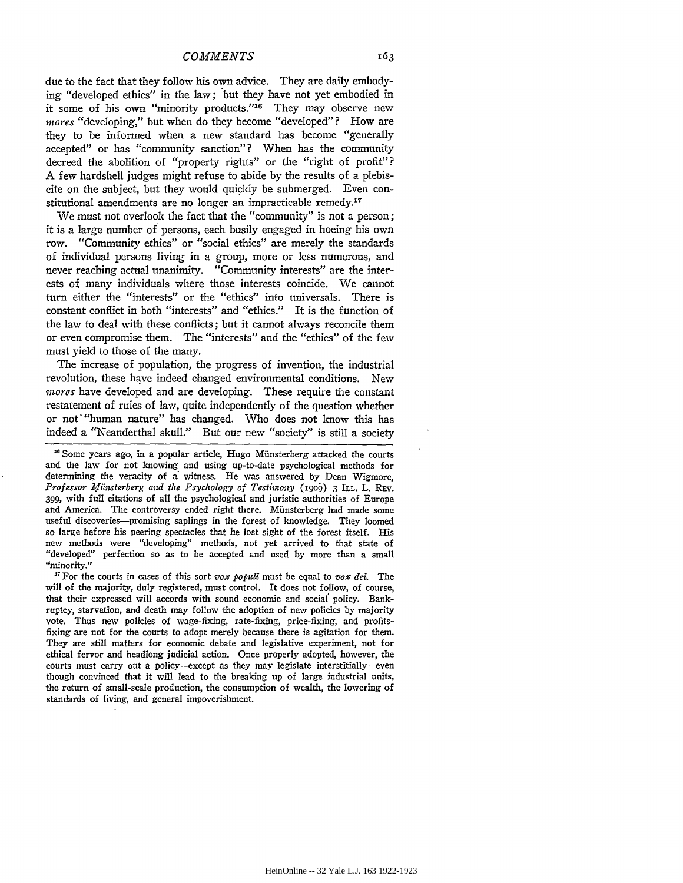due to the fact that they follow his own advice. They are daily embodying "developed ethics" in the law; but they have not yet embodied in it some of his own "minority products."[16] They may observe new *mores* "developing," but when do they become "developed"? How are they to be informed when a new standard has become "generally accepted" or has "community sanction"? When has the community decreed the abolition of "property rights" or the "right of profit"? A few hardshell judges might refuse to abide by the results of a plebiscite on the subject, but they would quickly be submerged. Even constitutional amendments are no longer an impracticable remedy.[17]

We must not overlook the fact that the "community" is not a person; it is a large number of persons, each busily engaged in hoeing his own row. "Community ethics" or "social ethics" are merely the standards of individual persons living in a group, more or less numerous, and never reaching actual unanimity. "Community interests" are the interests of many individuals where those interests coincide. We cannot turn either the "interests" or the "ethics" into universals. There is constant conflict in both "interests" and "ethics." It is the function of the law to deal with these conflicts; but it cannot always reconcile them or even compromise them. The "interests" and the "ethics" of the few must yield to those of the many.

The increase of population, the progress of invention, the industrial revolution, these have indeed changed environmental conditions. New *mores* have developed and are developing. These require the constant restatement of rules of law, quite independently of the question whether or not "human nature" has changed. Who does not know this has indeed a "Neanderthal skull." But our new "society" is still a society

---

[16] Some years ago, in a popular article, Hugo Münsterberg attacked the courts and the law for not knowing and using up-to-date psychological methods for determining the veracity of a witness. He was answered by Dean Wigmore, *Professor Münsterberg and the Psychology of Testimony* (1909) 3 ILL. L. REV. 399, with full citations of all the psychological and juristic authorities of Europe and America. The controversy ended right there. Münsterberg had made some useful discoveries—promising saplings in the forest of knowledge. They loomed so large before his peering spectacles that he lost sight of the forest itself. His new methods were "developing" methods, not yet arrived to that state of "developed" perfection so as to be accepted and used by more than a small "minority."

[17] For the courts in cases of this sort *vox populi* must be equal to *vox dei*. The will of the majority, duly registered, must control. It does not follow, of course, that their expressed will accords with sound economic and social policy. Bankruptcy, starvation, and death may follow the adoption of new policies by majority vote. Thus new policies of wage-fixing, rate-fixing, price-fixing, and profits-fixing are not for the courts to adopt merely because there is agitation for them. They are still matters for economic debate and legislative experiment, not for ethical fervor and headlong judicial action. Once properly adopted, however, the courts must carry out a policy—except as they may legislate interstitially—even though convinced that it will lead to the breaking up of large industrial units, the return of small-scale production, the consumption of wealth, the lowering of standards of living, and general impoverishment.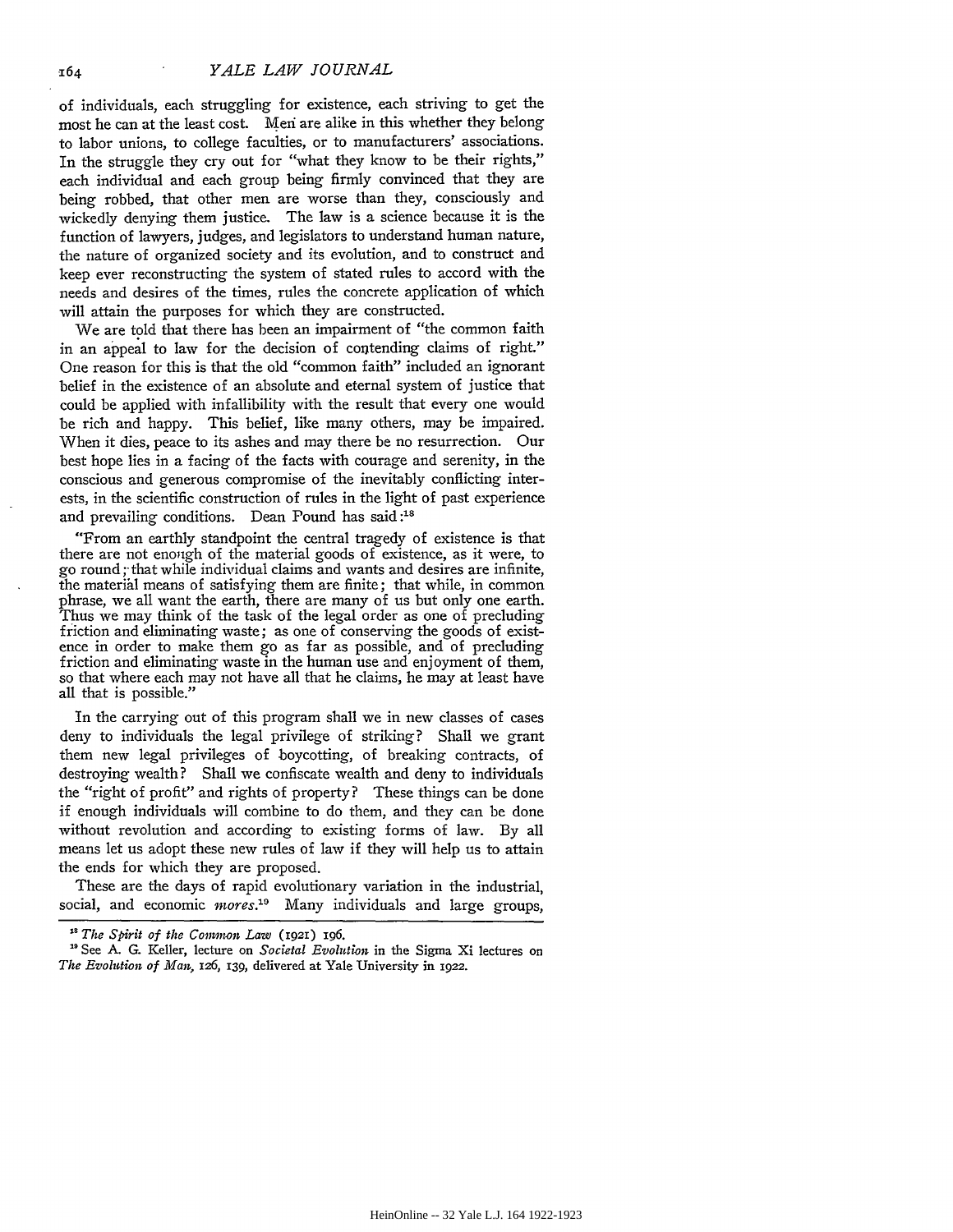of individuals, each struggling for existence, each striving to get the most he can at the least cost. Men are alike in this whether they belong to labor unions, to college faculties, or to manufacturers' associations. In the struggle they cry out for "what they know to be their rights," each individual and each group being firmly convinced that they are being robbed, that other men are worse than they, consciously and wickedly denying them justice. The law is a science because it is the function of lawyers, judges, and legislators to understand human nature, the nature of organized society and its evolution, and to construct and keep ever reconstructing the system of stated rules to accord with the needs and desires of the times, rules the concrete application of which will attain the purposes for which they are constructed.

We are told that there has been an impairment of "the common faith in an appeal to law for the decision of contending claims of right." One reason for this is that the old "common faith" included an ignorant belief in the existence of an absolute and eternal system of justice that could be applied with infallibility with the result that every one would be rich and happy. This belief, like many others, may be impaired. When it dies, peace to its ashes and may there be no resurrection. Our best hope lies in a facing of the facts with courage and serenity, in the conscious and generous compromise of the inevitably conflicting interests, in the scientific construction of rules in the light of past experience and prevailing conditions. Dean Pound has said:[18]

"From an earthly standpoint the central tragedy of existence is that there are not enough of the material goods of existence, as it were, to go round; that while individual claims and wants and desires are infinite, the material means of satisfying them are finite; that while, in common phrase, we all want the earth, there are many of us but only one earth. Thus we may think of the task of the legal order as one of precluding friction and eliminating waste; as one of conserving the goods of existence in order to make them go as far as possible, and of precluding friction and eliminating waste in the human use and enjoyment of them, so that where each may not have all that he claims, he may at least have all that is possible."

In the carrying out of this program shall we in new classes of cases deny to individuals the legal privilege of striking? Shall we grant them new legal privileges of boycotting, of breaking contracts, of destroying wealth? Shall we confiscate wealth and deny to individuals the "right of profit" and rights of property? These things can be done if enough individuals will combine to do them, and they can be done without revolution and according to existing forms of law. By all means let us adopt these new rules of law if they will help us to attain the ends for which they are proposed.

These are the days of rapid evolutionary variation in the industrial, social, and economic *mores*.[19] Many individuals and large groups,

---

[18] *The Spirit of the Common Law* (1921) 196.

[19] See A. G. Keller, lecture on *Societal Evolution* in the Sigma Xi lectures on *The Evolution of Man*, 126, 139, delivered at Yale University in 1922.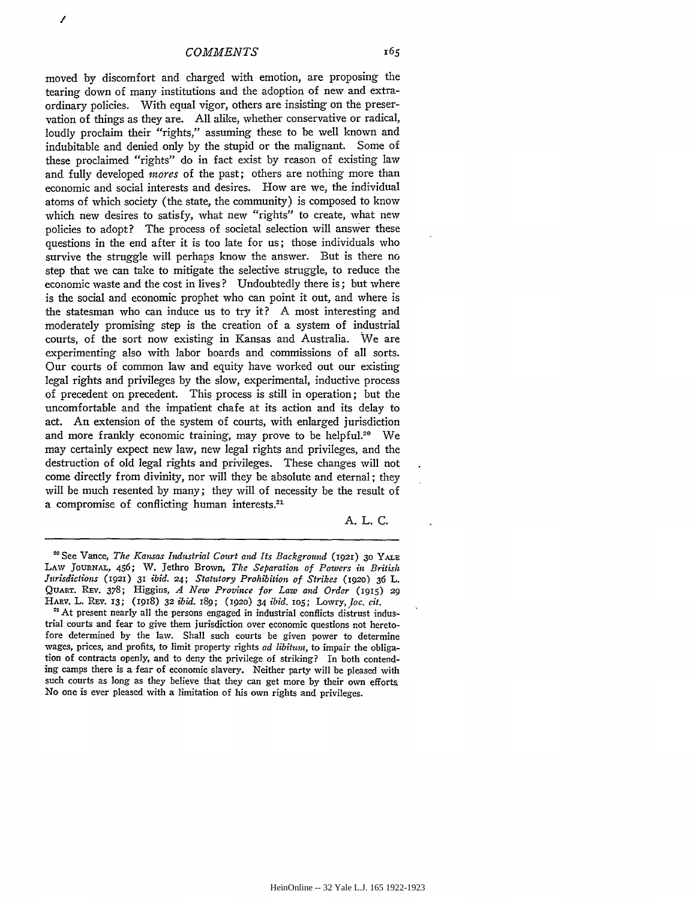moved by discomfort and charged with emotion, are proposing the tearing down of many institutions and the adoption of new and extraordinary policies. With equal vigor, others are insisting on the preservation of things as they are. All alike, whether conservative or radical, loudly proclaim their "rights," assuming these to be well known and indubitable and denied only by the stupid or the malignant. Some of these proclaimed "rights" do in fact exist by reason of existing law and fully developed *mores* of the past; others are nothing more than economic and social interests and desires. How are we, the individual atoms of which society (the state, the community) is composed to know which new desires to satisfy, what new "rights" to create, what new policies to adopt? The process of societal selection will answer these questions in the end after it is too late for us; those individuals who survive the struggle will perhaps know the answer. But is there no step that we can take to mitigate the selective struggle, to reduce the economic waste and the cost in lives? Undoubtedly there is; but where is the social and economic prophet who can point it out, and where is the statesman who can induce us to try it? A most interesting and moderately promising step is the creation of a system of industrial courts, of the sort now existing in Kansas and Australia. We are experimenting also with labor boards and commissions of all sorts. Our courts of common law and equity have worked out our existing legal rights and privileges by the slow, experimental, inductive process of precedent on precedent. This process is still in operation; but the uncomfortable and the impatient chafe at its action and its delay to act. An extension of the system of courts, with enlarged jurisdiction and more frankly economic training, may prove to be helpful.[20] We may certainly expect new law, new legal rights and privileges, and the destruction of old legal rights and privileges. These changes will not come directly from divinity, nor will they be absolute and eternal; they will be much resented by many; they will of necessity be the result of a compromise of conflicting human interests.[21]

A. L. C.

---

[20] See Vance, *The Kansas Industrial Court and Its Background* (1921) 30 YALE LAW JOURNAL, 456; W. Jethro Brown, *The Separation of Powers in British Jurisdictions* (1921) 31 *ibid.* 24; *Statutory Prohibition of Strikes* (1920) 36 L. QUART. REV. 378; Higgins, *A New Province for Law and Order* (1915) 29 HARV. L. REV. 13; (1918) 32 *ibid.* 189; (1920) 34 *ibid.* 105; Lowry, *loc. cit.*

[21] At present nearly all the persons engaged in industrial conflicts distrust industrial courts and fear to give them jurisdiction over economic questions not heretofore determined by the law. Shall such courts be given power to determine wages, prices, and profits, to limit property rights *ad libitum*, to impair the obligation of contracts openly, and to deny the privilege of striking? In both contending camps there is a fear of economic slavery. Neither party will be pleased with such courts as long as they believe that they can get more by their own efforts. No one is ever pleased with a limitation of his own rights and privileges.